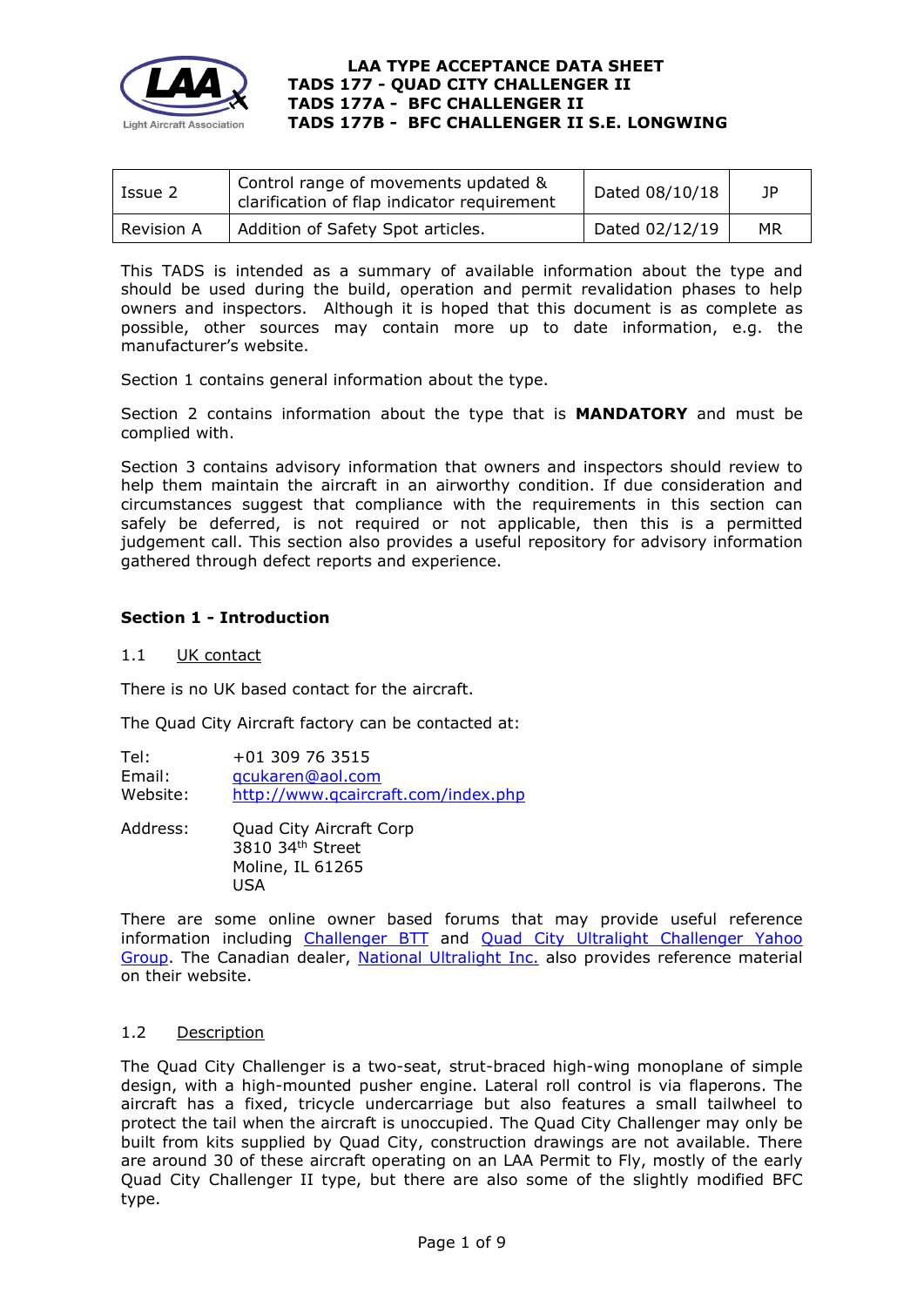# LAA TYPE ACCEPTANCE DATA SHEET
# TADS 177 - QUAD CITY CHALLENGER II
# TADS 177A - BFC CHALLENGER II
# TADS 177B - BFC CHALLENGER II S.E. LONGWING

| Issue 2 | Control range of movements updated & clarification of flap indicator requirement | Dated 08/10/18 | JP |
|---|---|---|---|
| Revision A | Addition of Safety Spot articles. | Dated 02/12/19 | MR |

This TADS is intended as a summary of available information about the type and should be used during the build, operation and permit revalidation phases to help owners and inspectors. Although it is hoped that this document is as complete as possible, other sources may contain more up to date information, e.g. the manufacturer's website.

Section 1 contains general information about the type.

Section 2 contains information about the type that is **MANDATORY** and must be complied with.

Section 3 contains advisory information that owners and inspectors should review to help them maintain the aircraft in an airworthy condition. If due consideration and circumstances suggest that compliance with the requirements in this section can safely be deferred, is not required or not applicable, then this is a permitted judgement call. This section also provides a useful repository for advisory information gathered through defect reports and experience.

## Section 1 - Introduction

### 1.1 UK contact

There is no UK based contact for the aircraft.

The Quad City Aircraft factory can be contacted at:

Tel: +01 309 76 3515
Email: qcukaren@aol.com
Website: http://www.qcaircraft.com/index.php

Address: Quad City Aircraft Corp
3810 34th Street
Moline, IL 61265
USA

There are some online owner based forums that may provide useful reference information including Challenger BTT and Quad City Ultralight Challenger Yahoo Group. The Canadian dealer, National Ultralight Inc. also provides reference material on their website.

### 1.2 Description

The Quad City Challenger is a two-seat, strut-braced high-wing monoplane of simple design, with a high-mounted pusher engine. Lateral roll control is via flaperons. The aircraft has a fixed, tricycle undercarriage but also features a small tailwheel to protect the tail when the aircraft is unoccupied. The Quad City Challenger may only be built from kits supplied by Quad City, construction drawings are not available. There are around 30 of these aircraft operating on an LAA Permit to Fly, mostly of the early Quad City Challenger II type, but there are also some of the slightly modified BFC type.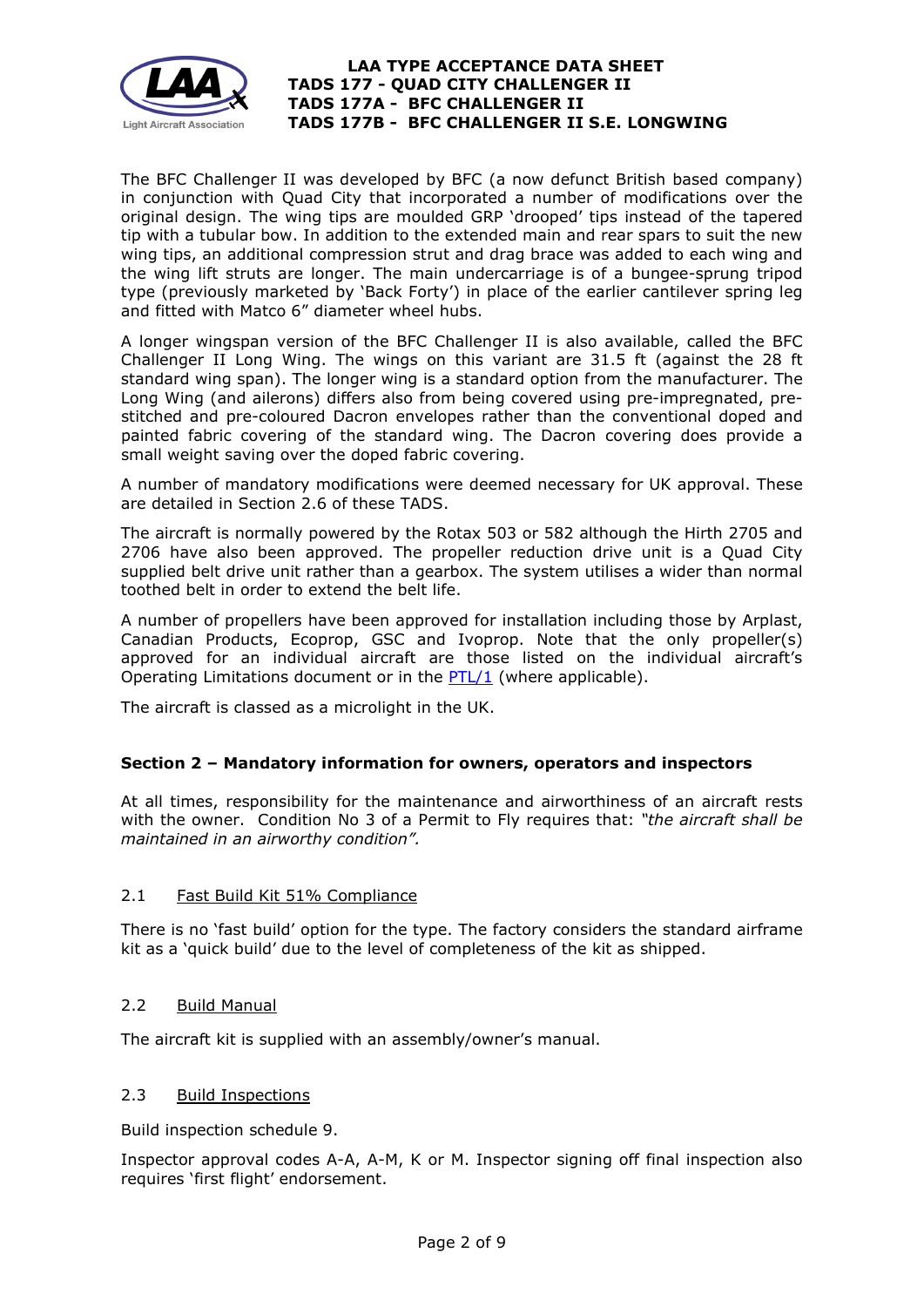The BFC Challenger II was developed by BFC (a now defunct British based company) in conjunction with Quad City that incorporated a number of modifications over the original design. The wing tips are moulded GRP 'drooped' tips instead of the tapered tip with a tubular bow. In addition to the extended main and rear spars to suit the new wing tips, an additional compression strut and drag brace was added to each wing and the wing lift struts are longer. The main undercarriage is of a bungee-sprung tripod type (previously marketed by 'Back Forty') in place of the earlier cantilever spring leg and fitted with Matco 6" diameter wheel hubs.

A longer wingspan version of the BFC Challenger II is also available, called the BFC Challenger II Long Wing. The wings on this variant are 31.5 ft (against the 28 ft standard wing span). The longer wing is a standard option from the manufacturer. The Long Wing (and ailerons) differs also from being covered using pre-impregnated, pre-stitched and pre-coloured Dacron envelopes rather than the conventional doped and painted fabric covering of the standard wing. The Dacron covering does provide a small weight saving over the doped fabric covering.

A number of mandatory modifications were deemed necessary for UK approval. These are detailed in Section 2.6 of these TADS.

The aircraft is normally powered by the Rotax 503 or 582 although the Hirth 2705 and 2706 have also been approved. The propeller reduction drive unit is a Quad City supplied belt drive unit rather than a gearbox. The system utilises a wider than normal toothed belt in order to extend the belt life.

A number of propellers have been approved for installation including those by Arplast, Canadian Products, Ecoprop, GSC and Ivoprop. Note that the only propeller(s) approved for an individual aircraft are those listed on the individual aircraft's Operating Limitations document or in the PTL/1 (where applicable).

The aircraft is classed as a microlight in the UK.

## Section 2 – Mandatory information for owners, operators and inspectors

At all times, responsibility for the maintenance and airworthiness of an aircraft rests with the owner. Condition No 3 of a Permit to Fly requires that: *"the aircraft shall be maintained in an airworthy condition".*

### 2.1 Fast Build Kit 51% Compliance

There is no 'fast build' option for the type. The factory considers the standard airframe kit as a 'quick build' due to the level of completeness of the kit as shipped.

### 2.2 Build Manual

The aircraft kit is supplied with an assembly/owner's manual.

### 2.3 Build Inspections

Build inspection schedule 9.

Inspector approval codes A-A, A-M, K or M. Inspector signing off final inspection also requires 'first flight' endorsement.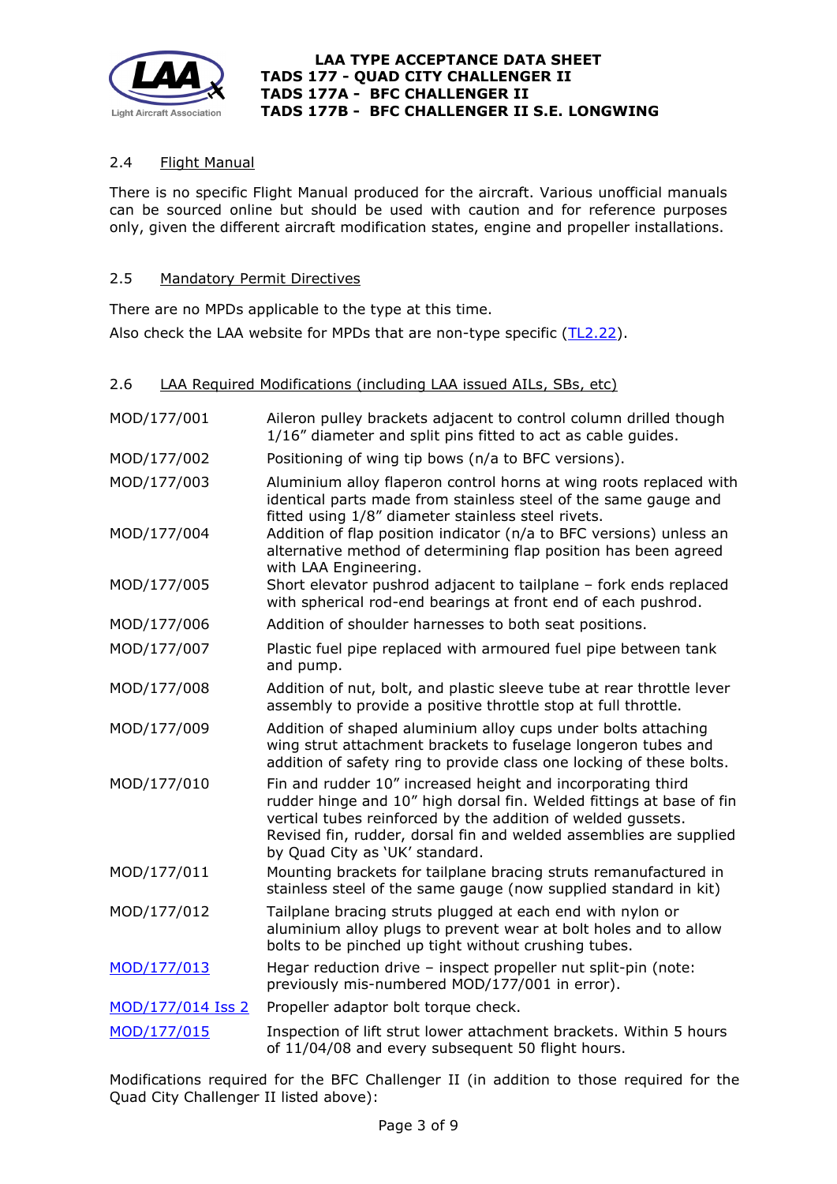### 2.4 Flight Manual

There is no specific Flight Manual produced for the aircraft. Various unofficial manuals can be sourced online but should be used with caution and for reference purposes only, given the different aircraft modification states, engine and propeller installations.

### 2.5 Mandatory Permit Directives

There are no MPDs applicable to the type at this time.

Also check the LAA website for MPDs that are non-type specific (TL2.22).

### 2.6 LAA Required Modifications (including LAA issued AILs, SBs, etc)

| | |
|---|---|
| MOD/177/001 | Aileron pulley brackets adjacent to control column drilled though 1/16" diameter and split pins fitted to act as cable guides. |
| MOD/177/002 | Positioning of wing tip bows (n/a to BFC versions). |
| MOD/177/003 | Aluminium alloy flaperon control horns at wing roots replaced with identical parts made from stainless steel of the same gauge and fitted using 1/8" diameter stainless steel rivets. |
| MOD/177/004 | Addition of flap position indicator (n/a to BFC versions) unless an alternative method of determining flap position has been agreed with LAA Engineering. |
| MOD/177/005 | Short elevator pushrod adjacent to tailplane – fork ends replaced with spherical rod-end bearings at front end of each pushrod. |
| MOD/177/006 | Addition of shoulder harnesses to both seat positions. |
| MOD/177/007 | Plastic fuel pipe replaced with armoured fuel pipe between tank and pump. |
| MOD/177/008 | Addition of nut, bolt, and plastic sleeve tube at rear throttle lever assembly to provide a positive throttle stop at full throttle. |
| MOD/177/009 | Addition of shaped aluminium alloy cups under bolts attaching wing strut attachment brackets to fuselage longeron tubes and addition of safety ring to provide class one locking of these bolts. |
| MOD/177/010 | Fin and rudder 10" increased height and incorporating third rudder hinge and 10" high dorsal fin. Welded fittings at base of fin vertical tubes reinforced by the addition of welded gussets. Revised fin, rudder, dorsal fin and welded assemblies are supplied by Quad City as 'UK' standard. |
| MOD/177/011 | Mounting brackets for tailplane bracing struts remanufactured in stainless steel of the same gauge (now supplied standard in kit) |
| MOD/177/012 | Tailplane bracing struts plugged at each end with nylon or aluminium alloy plugs to prevent wear at bolt holes and to allow bolts to be pinched up tight without crushing tubes. |
| MOD/177/013 | Hegar reduction drive – inspect propeller nut split-pin (note: previously mis-numbered MOD/177/001 in error). |
| MOD/177/014 Iss 2 | Propeller adaptor bolt torque check. |
| MOD/177/015 | Inspection of lift strut lower attachment brackets. Within 5 hours of 11/04/08 and every subsequent 50 flight hours. |

Modifications required for the BFC Challenger II (in addition to those required for the Quad City Challenger II listed above):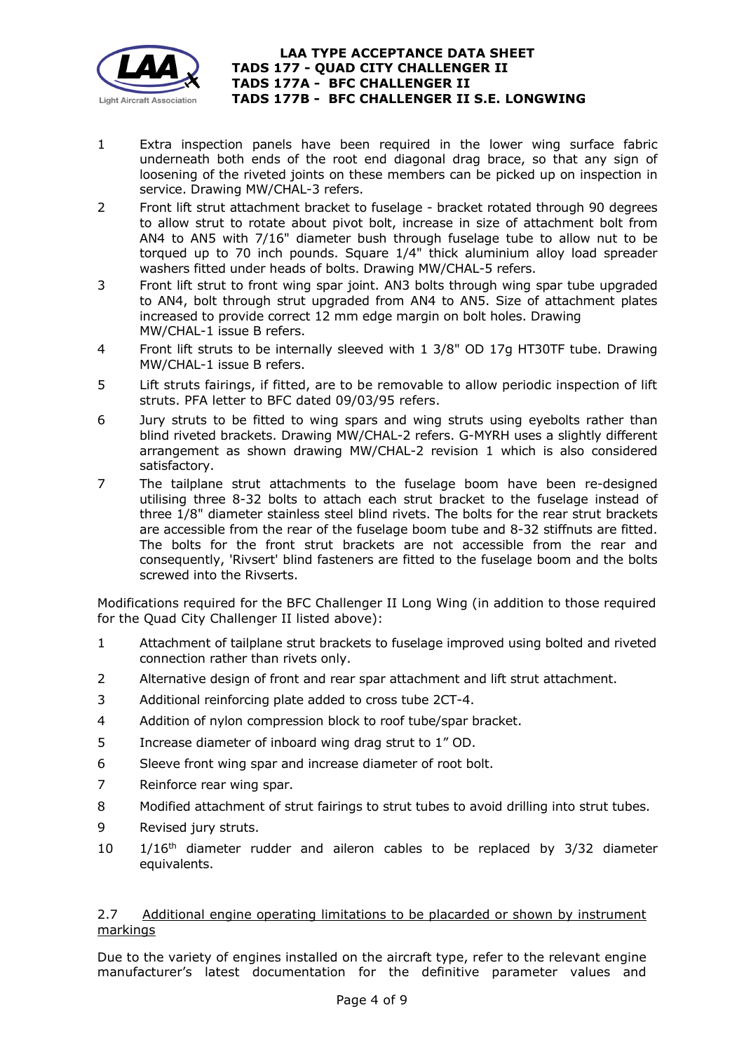1. Extra inspection panels have been required in the lower wing surface fabric underneath both ends of the root end diagonal drag brace, so that any sign of loosening of the riveted joints on these members can be picked up on inspection in service. Drawing MW/CHAL-3 refers.
2. Front lift strut attachment bracket to fuselage - bracket rotated through 90 degrees to allow strut to rotate about pivot bolt, increase in size of attachment bolt from AN4 to AN5 with 7/16" diameter bush through fuselage tube to allow nut to be torqued up to 70 inch pounds. Square 1/4" thick aluminium alloy load spreader washers fitted under heads of bolts. Drawing MW/CHAL-5 refers.
3. Front lift strut to front wing spar joint. AN3 bolts through wing spar tube upgraded to AN4, bolt through strut upgraded from AN4 to AN5. Size of attachment plates increased to provide correct 12 mm edge margin on bolt holes. Drawing MW/CHAL-1 issue B refers.
4. Front lift struts to be internally sleeved with 1 3/8" OD 17g HT30TF tube. Drawing MW/CHAL-1 issue B refers.
5. Lift struts fairings, if fitted, are to be removable to allow periodic inspection of lift struts. PFA letter to BFC dated 09/03/95 refers.
6. Jury struts to be fitted to wing spars and wing struts using eyebolts rather than blind riveted brackets. Drawing MW/CHAL-2 refers. G-MYRH uses a slightly different arrangement as shown drawing MW/CHAL-2 revision 1 which is also considered satisfactory.
7. The tailplane strut attachments to the fuselage boom have been re-designed utilising three 8-32 bolts to attach each strut bracket to the fuselage instead of three 1/8" diameter stainless steel blind rivets. The bolts for the rear strut brackets are accessible from the rear of the fuselage boom tube and 8-32 stiffnuts are fitted. The bolts for the front strut brackets are not accessible from the rear and consequently, 'Rivsert' blind fasteners are fitted to the fuselage boom and the bolts screwed into the Rivserts.

Modifications required for the BFC Challenger II Long Wing (in addition to those required for the Quad City Challenger II listed above):

1. Attachment of tailplane strut brackets to fuselage improved using bolted and riveted connection rather than rivets only.
2. Alternative design of front and rear spar attachment and lift strut attachment.
3. Additional reinforcing plate added to cross tube 2CT-4.
4. Addition of nylon compression block to roof tube/spar bracket.
5. Increase diameter of inboard wing drag strut to 1" OD.
6. Sleeve front wing spar and increase diameter of root bolt.
7. Reinforce rear wing spar.
8. Modified attachment of strut fairings to strut tubes to avoid drilling into strut tubes.
9. Revised jury struts.
10. 1/16th diameter rudder and aileron cables to be replaced by 3/32 diameter equivalents.

## 2.7 Additional engine operating limitations to be placarded or shown by instrument markings

Due to the variety of engines installed on the aircraft type, refer to the relevant engine manufacturer's latest documentation for the definitive parameter values and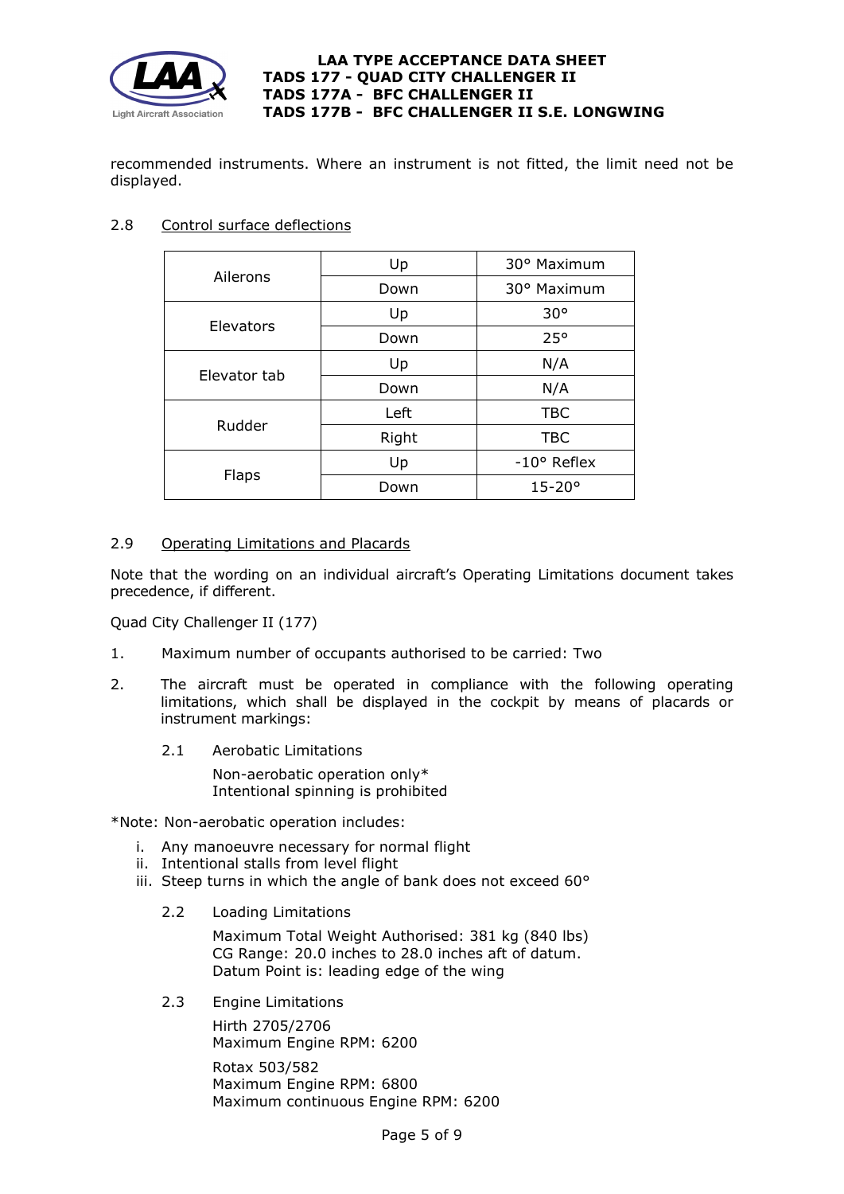recommended instruments. Where an instrument is not fitted, the limit need not be displayed.

## 2.8 Control surface deflections

| | | |
|---|---|---|
| Ailerons | Up | 30° Maximum |
| | Down | 30° Maximum |
| Elevators | Up | 30° |
| | Down | 25° |
| Elevator tab | Up | N/A |
| | Down | N/A |
| Rudder | Left | TBC |
| | Right | TBC |
| Flaps | Up | -10° Reflex |
| | Down | 15-20° |

## 2.9 Operating Limitations and Placards

Note that the wording on an individual aircraft's Operating Limitations document takes precedence, if different.

Quad City Challenger II (177)

1. Maximum number of occupants authorised to be carried: Two

2. The aircraft must be operated in compliance with the following operating limitations, which shall be displayed in the cockpit by means of placards or instrument markings:

   2.1 Aerobatic Limitations

   Non-aerobatic operation only*
   Intentional spinning is prohibited

*Note: Non-aerobatic operation includes:

i. Any manoeuvre necessary for normal flight
ii. Intentional stalls from level flight
iii. Steep turns in which the angle of bank does not exceed 60°

   2.2 Loading Limitations

   Maximum Total Weight Authorised: 381 kg (840 lbs)
   CG Range: 20.0 inches to 28.0 inches aft of datum.
   Datum Point is: leading edge of the wing

   2.3 Engine Limitations

   Hirth 2705/2706
   Maximum Engine RPM: 6200

   Rotax 503/582
   Maximum Engine RPM: 6800
   Maximum continuous Engine RPM: 6200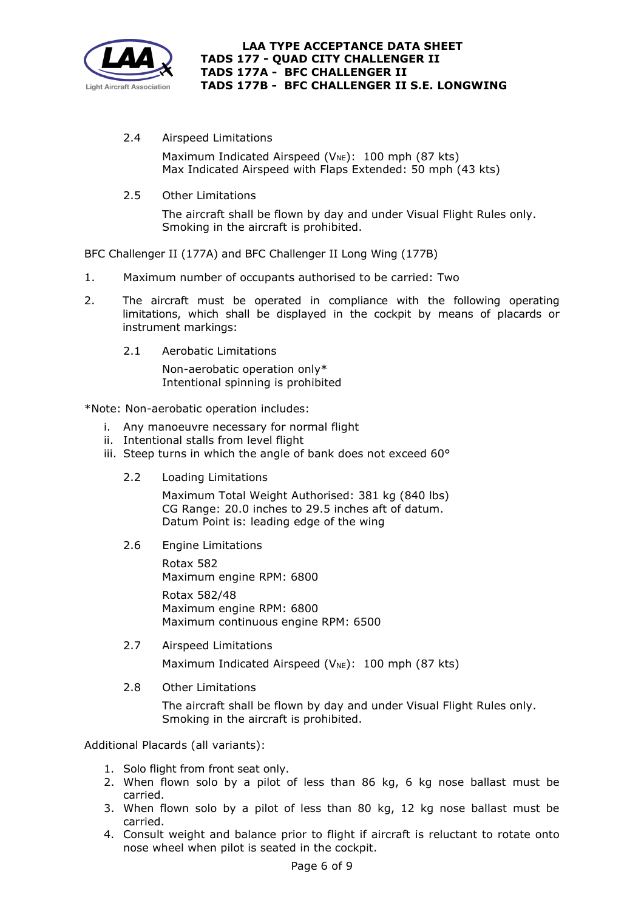2.4 Airspeed Limitations

Maximum Indicated Airspeed ($V_{NE}$): 100 mph (87 kts)
Max Indicated Airspeed with Flaps Extended: 50 mph (43 kts)

2.5 Other Limitations

The aircraft shall be flown by day and under Visual Flight Rules only.
Smoking in the aircraft is prohibited.

BFC Challenger II (177A) and BFC Challenger II Long Wing (177B)

1. Maximum number of occupants authorised to be carried: Two

2. The aircraft must be operated in compliance with the following operating limitations, which shall be displayed in the cockpit by means of placards or instrument markings:

   2.1 Aerobatic Limitations

   Non-aerobatic operation only*
   Intentional spinning is prohibited

*Note: Non-aerobatic operation includes:

i. Any manoeuvre necessary for normal flight
ii. Intentional stalls from level flight
iii. Steep turns in which the angle of bank does not exceed 60°

   2.2 Loading Limitations

   Maximum Total Weight Authorised: 381 kg (840 lbs)
   CG Range: 20.0 inches to 29.5 inches aft of datum.
   Datum Point is: leading edge of the wing

   2.6 Engine Limitations

   Rotax 582
   Maximum engine RPM: 6800

   Rotax 582/48
   Maximum engine RPM: 6800
   Maximum continuous engine RPM: 6500

   2.7 Airspeed Limitations

   Maximum Indicated Airspeed ($V_{NE}$): 100 mph (87 kts)

   2.8 Other Limitations

   The aircraft shall be flown by day and under Visual Flight Rules only.
   Smoking in the aircraft is prohibited.

Additional Placards (all variants):

1. Solo flight from front seat only.
2. When flown solo by a pilot of less than 86 kg, 6 kg nose ballast must be carried.
3. When flown solo by a pilot of less than 80 kg, 12 kg nose ballast must be carried.
4. Consult weight and balance prior to flight if aircraft is reluctant to rotate onto nose wheel when pilot is seated in the cockpit.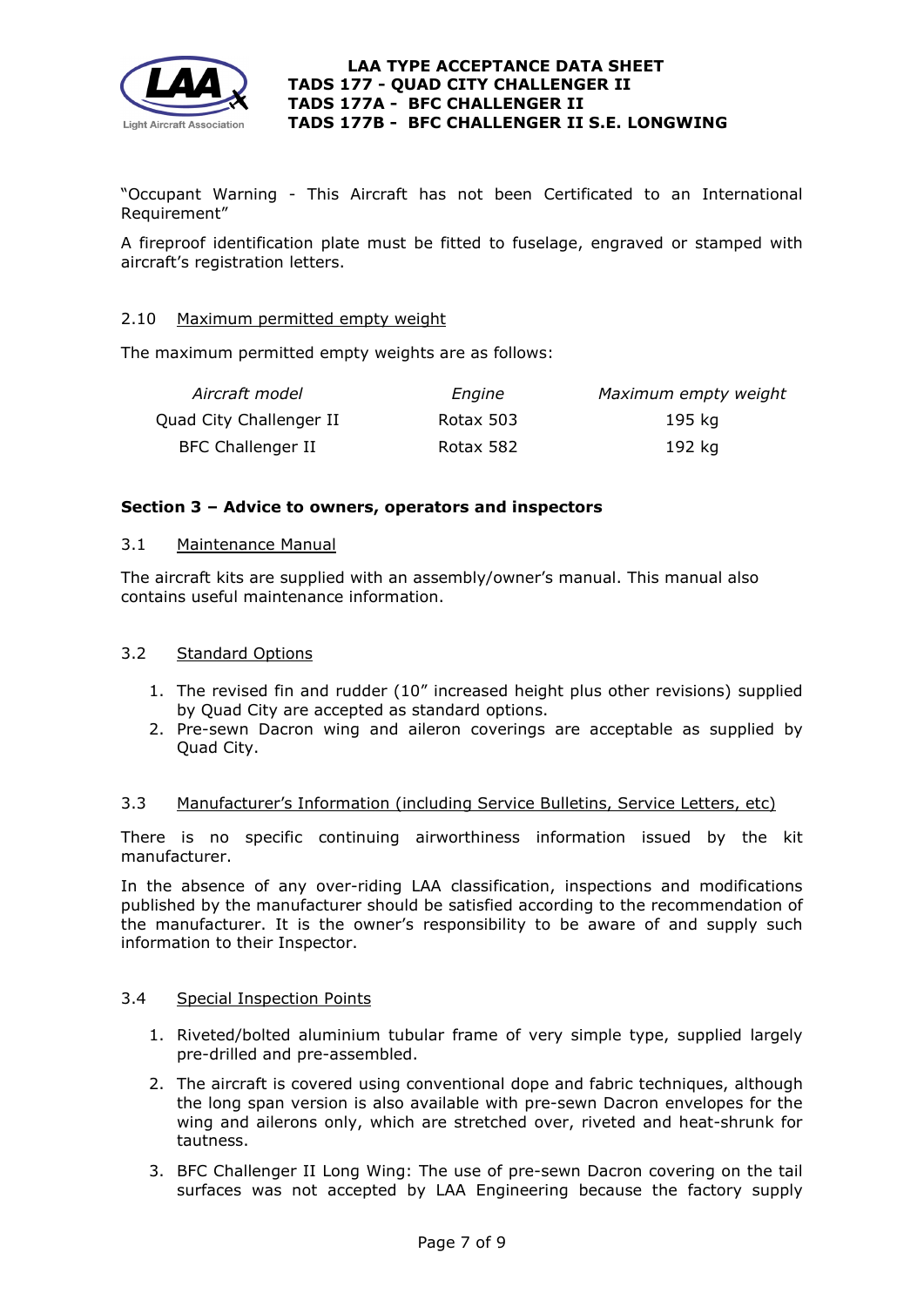"Occupant Warning - This Aircraft has not been Certificated to an International Requirement"

A fireproof identification plate must be fitted to fuselage, engraved or stamped with aircraft's registration letters.

#### 2.10 Maximum permitted empty weight

The maximum permitted empty weights are as follows:

| *Aircraft model* | *Engine* | *Maximum empty weight* |
|---|---|---|
| Quad City Challenger II | Rotax 503 | 195 kg |
| BFC Challenger II | Rotax 582 | 192 kg |

## Section 3 – Advice to owners, operators and inspectors

#### 3.1 Maintenance Manual

The aircraft kits are supplied with an assembly/owner's manual. This manual also contains useful maintenance information.

#### 3.2 Standard Options

1. The revised fin and rudder (10" increased height plus other revisions) supplied by Quad City are accepted as standard options.
2. Pre-sewn Dacron wing and aileron coverings are acceptable as supplied by Quad City.

#### 3.3 Manufacturer's Information (including Service Bulletins, Service Letters, etc)

There is no specific continuing airworthiness information issued by the kit manufacturer.

In the absence of any over-riding LAA classification, inspections and modifications published by the manufacturer should be satisfied according to the recommendation of the manufacturer. It is the owner's responsibility to be aware of and supply such information to their Inspector.

#### 3.4 Special Inspection Points

1. Riveted/bolted aluminium tubular frame of very simple type, supplied largely pre-drilled and pre-assembled.
2. The aircraft is covered using conventional dope and fabric techniques, although the long span version is also available with pre-sewn Dacron envelopes for the wing and ailerons only, which are stretched over, riveted and heat-shrunk for tautness.
3. BFC Challenger II Long Wing: The use of pre-sewn Dacron covering on the tail surfaces was not accepted by LAA Engineering because the factory supply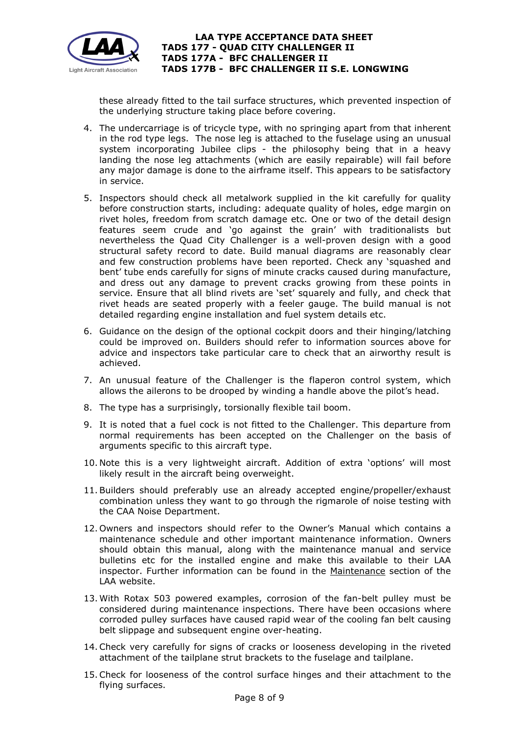these already fitted to the tail surface structures, which prevented inspection of the underlying structure taking place before covering.

4. The undercarriage is of tricycle type, with no springing apart from that inherent in the rod type legs. The nose leg is attached to the fuselage using an unusual system incorporating Jubilee clips - the philosophy being that in a heavy landing the nose leg attachments (which are easily repairable) will fail before any major damage is done to the airframe itself. This appears to be satisfactory in service.
5. Inspectors should check all metalwork supplied in the kit carefully for quality before construction starts, including: adequate quality of holes, edge margin on rivet holes, freedom from scratch damage etc. One or two of the detail design features seem crude and 'go against the grain' with traditionalists but nevertheless the Quad City Challenger is a well-proven design with a good structural safety record to date. Build manual diagrams are reasonably clear and few construction problems have been reported. Check any 'squashed and bent' tube ends carefully for signs of minute cracks caused during manufacture, and dress out any damage to prevent cracks growing from these points in service. Ensure that all blind rivets are 'set' squarely and fully, and check that rivet heads are seated properly with a feeler gauge. The build manual is not detailed regarding engine installation and fuel system details etc.
6. Guidance on the design of the optional cockpit doors and their hinging/latching could be improved on. Builders should refer to information sources above for advice and inspectors take particular care to check that an airworthy result is achieved.
7. An unusual feature of the Challenger is the flaperon control system, which allows the ailerons to be drooped by winding a handle above the pilot's head.
8. The type has a surprisingly, torsionally flexible tail boom.
9. It is noted that a fuel cock is not fitted to the Challenger. This departure from normal requirements has been accepted on the Challenger on the basis of arguments specific to this aircraft type.
10. Note this is a very lightweight aircraft. Addition of extra 'options' will most likely result in the aircraft being overweight.
11. Builders should preferably use an already accepted engine/propeller/exhaust combination unless they want to go through the rigmarole of noise testing with the CAA Noise Department.
12. Owners and inspectors should refer to the Owner's Manual which contains a maintenance schedule and other important maintenance information. Owners should obtain this manual, along with the maintenance manual and service bulletins etc for the installed engine and make this available to their LAA inspector. Further information can be found in the Maintenance section of the LAA website.
13. With Rotax 503 powered examples, corrosion of the fan-belt pulley must be considered during maintenance inspections. There have been occasions where corroded pulley surfaces have caused rapid wear of the cooling fan belt causing belt slippage and subsequent engine over-heating.
14. Check very carefully for signs of cracks or looseness developing in the riveted attachment of the tailplane strut brackets to the fuselage and tailplane.
15. Check for looseness of the control surface hinges and their attachment to the flying surfaces.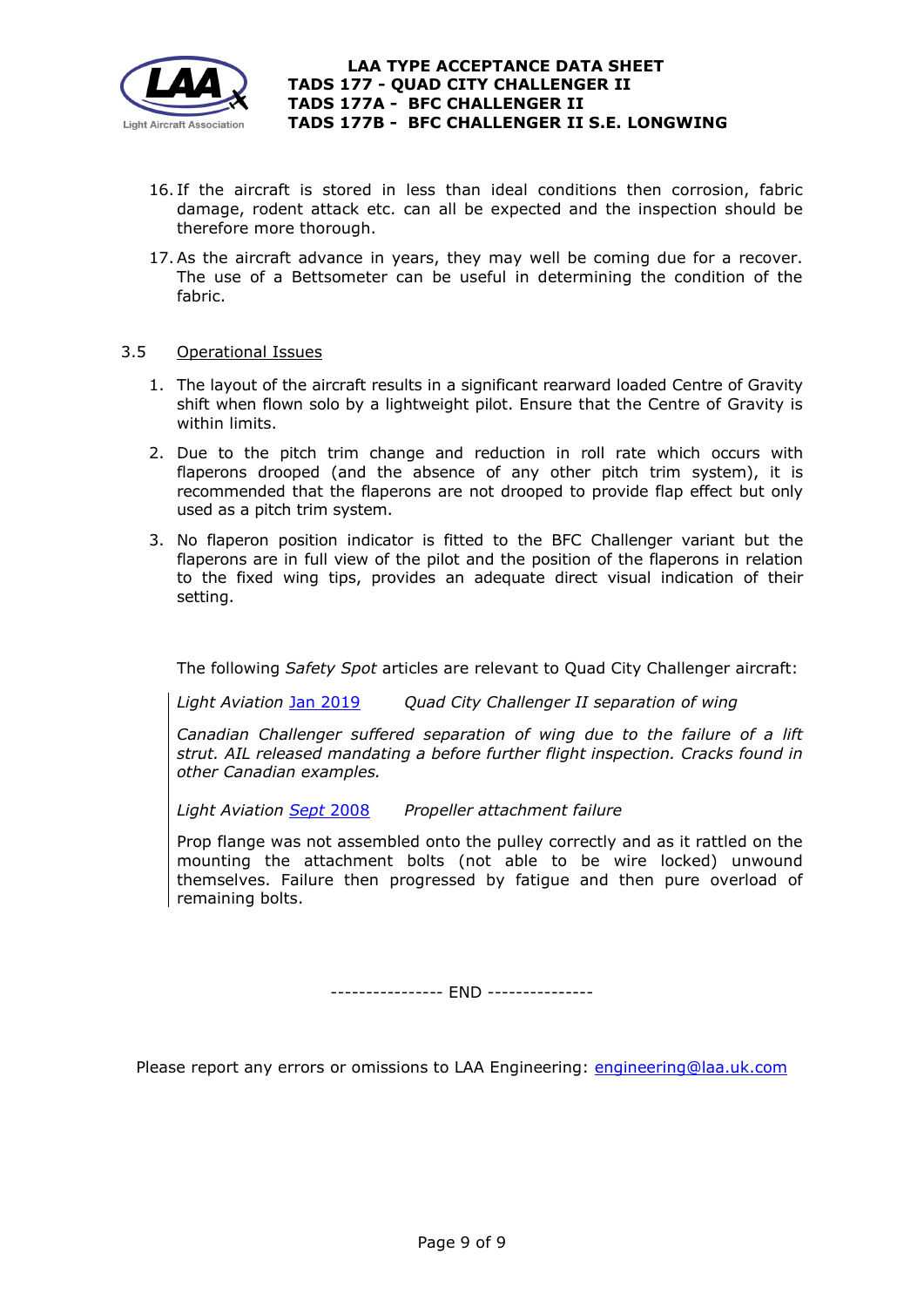16. If the aircraft is stored in less than ideal conditions then corrosion, fabric damage, rodent attack etc. can all be expected and the inspection should be therefore more thorough.

17. As the aircraft advance in years, they may well be coming due for a recover. The use of a Bettsometer can be useful in determining the condition of the fabric.

### 3.5 Operational Issues

1. The layout of the aircraft results in a significant rearward loaded Centre of Gravity shift when flown solo by a lightweight pilot. Ensure that the Centre of Gravity is within limits.
2. Due to the pitch trim change and reduction in roll rate which occurs with flaperons drooped (and the absence of any other pitch trim system), it is recommended that the flaperons are not drooped to provide flap effect but only used as a pitch trim system.
3. No flaperon position indicator is fitted to the BFC Challenger variant but the flaperons are in full view of the pilot and the position of the flaperons in relation to the fixed wing tips, provides an adequate direct visual indication of their setting.

The following *Safety Spot* articles are relevant to Quad City Challenger aircraft:

> *Light Aviation* Jan 2019 *Quad City Challenger II separation of wing*
>
> *Canadian Challenger suffered separation of wing due to the failure of a lift strut. AIL released mandating a before further flight inspection. Cracks found in other Canadian examples.*
>
> *Light Aviation* *Sept* 2008 *Propeller attachment failure*
>
> Prop flange was not assembled onto the pulley correctly and as it rattled on the mounting the attachment bolts (not able to be wire locked) unwound themselves. Failure then progressed by fatigue and then pure overload of remaining bolts.

---------------- END ---------------

Please report any errors or omissions to LAA Engineering: engineering@laa.uk.com